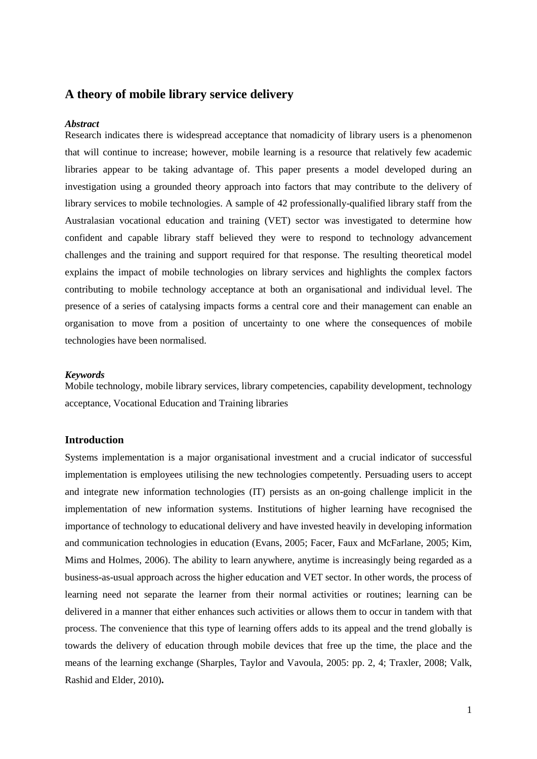## A theory of mobile library service delivery

***Abstract***

Research indicates there is widespread acceptance that nomadicity of library users is a phenomenon that will continue to increase; however, mobile learning is a resource that relatively few academic libraries appear to be taking advantage of. This paper presents a model developed during an investigation using a grounded theory approach into factors that may contribute to the delivery of library services to mobile technologies. A sample of 42 professionally-qualified library staff from the Australasian vocational education and training (VET) sector was investigated to determine how confident and capable library staff believed they were to respond to technology advancement challenges and the training and support required for that response. The resulting theoretical model explains the impact of mobile technologies on library services and highlights the complex factors contributing to mobile technology acceptance at both an organisational and individual level. The presence of a series of catalysing impacts forms a central core and their management can enable an organisation to move from a position of uncertainty to one where the consequences of mobile technologies have been normalised.

***Keywords***

Mobile technology, mobile library services, library competencies, capability development, technology acceptance, Vocational Education and Training libraries

### Introduction

Systems implementation is a major organisational investment and a crucial indicator of successful implementation is employees utilising the new technologies competently. Persuading users to accept and integrate new information technologies (IT) persists as an on-going challenge implicit in the implementation of new information systems. Institutions of higher learning have recognised the importance of technology to educational delivery and have invested heavily in developing information and communication technologies in education (Evans, 2005; Facer, Faux and McFarlane, 2005; Kim, Mims and Holmes, 2006). The ability to learn anywhere, anytime is increasingly being regarded as a business-as-usual approach across the higher education and VET sector. In other words, the process of learning need not separate the learner from their normal activities or routines; learning can be delivered in a manner that either enhances such activities or allows them to occur in tandem with that process. The convenience that this type of learning offers adds to its appeal and the trend globally is towards the delivery of education through mobile devices that free up the time, the place and the means of the learning exchange (Sharples, Taylor and Vavoula, 2005: pp. 2, 4; Traxler, 2008; Valk, Rashid and Elder, 2010).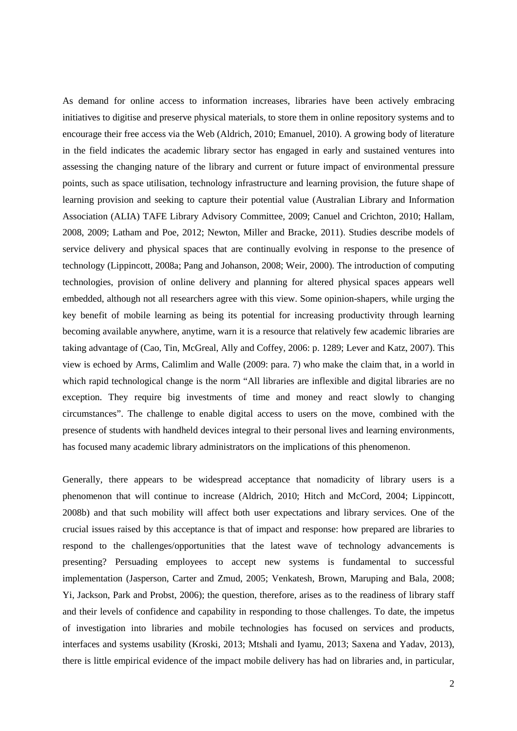As demand for online access to information increases, libraries have been actively embracing initiatives to digitise and preserve physical materials, to store them in online repository systems and to encourage their free access via the Web (Aldrich, 2010; Emanuel, 2010). A growing body of literature in the field indicates the academic library sector has engaged in early and sustained ventures into assessing the changing nature of the library and current or future impact of environmental pressure points, such as space utilisation, technology infrastructure and learning provision, the future shape of learning provision and seeking to capture their potential value (Australian Library and Information Association (ALIA) TAFE Library Advisory Committee, 2009; Canuel and Crichton, 2010; Hallam, 2008, 2009; Latham and Poe, 2012; Newton, Miller and Bracke, 2011). Studies describe models of service delivery and physical spaces that are continually evolving in response to the presence of technology (Lippincott, 2008a; Pang and Johanson, 2008; Weir, 2000). The introduction of computing technologies, provision of online delivery and planning for altered physical spaces appears well embedded, although not all researchers agree with this view. Some opinion-shapers, while urging the key benefit of mobile learning as being its potential for increasing productivity through learning becoming available anywhere, anytime, warn it is a resource that relatively few academic libraries are taking advantage of (Cao, Tin, McGreal, Ally and Coffey, 2006: p. 1289; Lever and Katz, 2007). This view is echoed by Arms, Calimlim and Walle (2009: para. 7) who make the claim that, in a world in which rapid technological change is the norm "All libraries are inflexible and digital libraries are no exception. They require big investments of time and money and react slowly to changing circumstances". The challenge to enable digital access to users on the move, combined with the presence of students with handheld devices integral to their personal lives and learning environments, has focused many academic library administrators on the implications of this phenomenon.

Generally, there appears to be widespread acceptance that nomadicity of library users is a phenomenon that will continue to increase (Aldrich, 2010; Hitch and McCord, 2004; Lippincott, 2008b) and that such mobility will affect both user expectations and library services. One of the crucial issues raised by this acceptance is that of impact and response: how prepared are libraries to respond to the challenges/opportunities that the latest wave of technology advancements is presenting? Persuading employees to accept new systems is fundamental to successful implementation (Jasperson, Carter and Zmud, 2005; Venkatesh, Brown, Maruping and Bala, 2008; Yi, Jackson, Park and Probst, 2006); the question, therefore, arises as to the readiness of library staff and their levels of confidence and capability in responding to those challenges. To date, the impetus of investigation into libraries and mobile technologies has focused on services and products, interfaces and systems usability (Kroski, 2013; Mtshali and Iyamu, 2013; Saxena and Yadav, 2013), there is little empirical evidence of the impact mobile delivery has had on libraries and, in particular,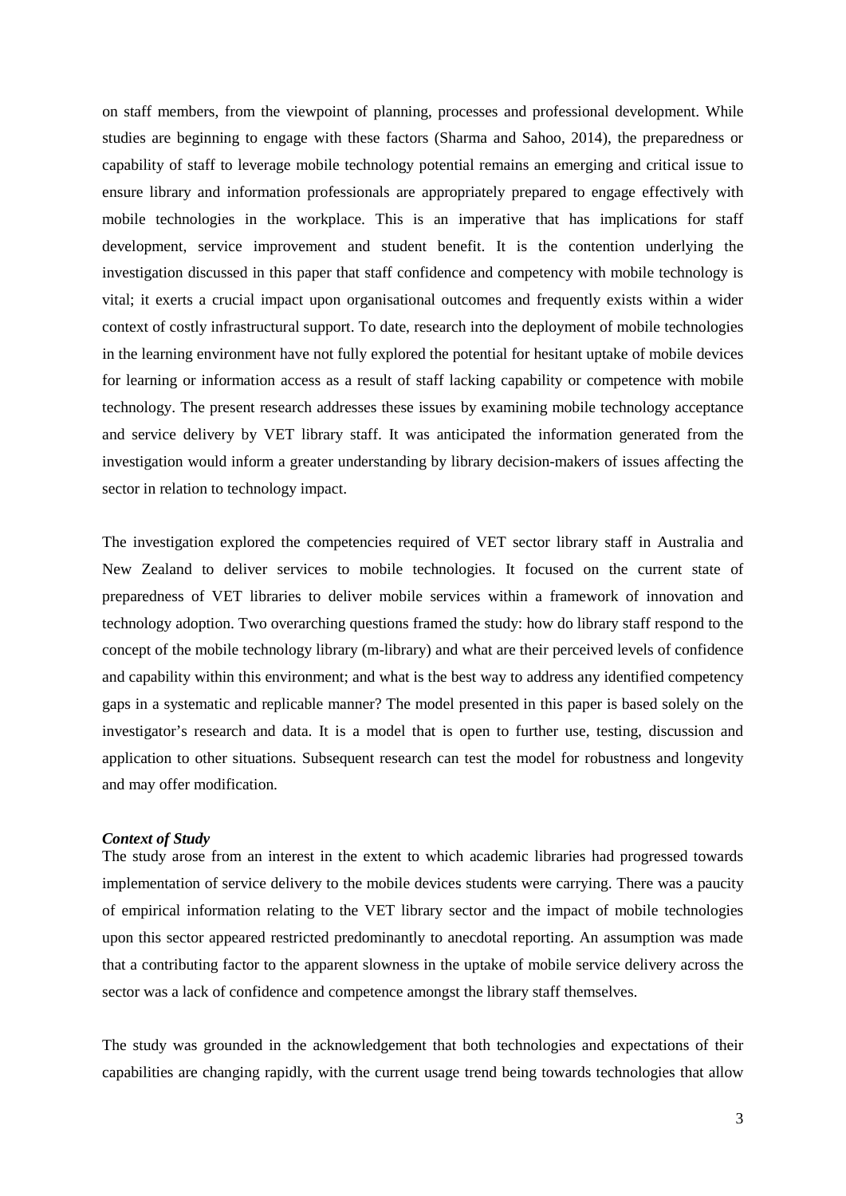on staff members, from the viewpoint of planning, processes and professional development. While studies are beginning to engage with these factors (Sharma and Sahoo, 2014), the preparedness or capability of staff to leverage mobile technology potential remains an emerging and critical issue to ensure library and information professionals are appropriately prepared to engage effectively with mobile technologies in the workplace. This is an imperative that has implications for staff development, service improvement and student benefit. It is the contention underlying the investigation discussed in this paper that staff confidence and competency with mobile technology is vital; it exerts a crucial impact upon organisational outcomes and frequently exists within a wider context of costly infrastructural support. To date, research into the deployment of mobile technologies in the learning environment have not fully explored the potential for hesitant uptake of mobile devices for learning or information access as a result of staff lacking capability or competence with mobile technology. The present research addresses these issues by examining mobile technology acceptance and service delivery by VET library staff. It was anticipated the information generated from the investigation would inform a greater understanding by library decision-makers of issues affecting the sector in relation to technology impact.

The investigation explored the competencies required of VET sector library staff in Australia and New Zealand to deliver services to mobile technologies. It focused on the current state of preparedness of VET libraries to deliver mobile services within a framework of innovation and technology adoption. Two overarching questions framed the study: how do library staff respond to the concept of the mobile technology library (m-library) and what are their perceived levels of confidence and capability within this environment; and what is the best way to address any identified competency gaps in a systematic and replicable manner? The model presented in this paper is based solely on the investigator's research and data. It is a model that is open to further use, testing, discussion and application to other situations. Subsequent research can test the model for robustness and longevity and may offer modification.

### *Context of Study*

The study arose from an interest in the extent to which academic libraries had progressed towards implementation of service delivery to the mobile devices students were carrying. There was a paucity of empirical information relating to the VET library sector and the impact of mobile technologies upon this sector appeared restricted predominantly to anecdotal reporting. An assumption was made that a contributing factor to the apparent slowness in the uptake of mobile service delivery across the sector was a lack of confidence and competence amongst the library staff themselves.

The study was grounded in the acknowledgement that both technologies and expectations of their capabilities are changing rapidly, with the current usage trend being towards technologies that allow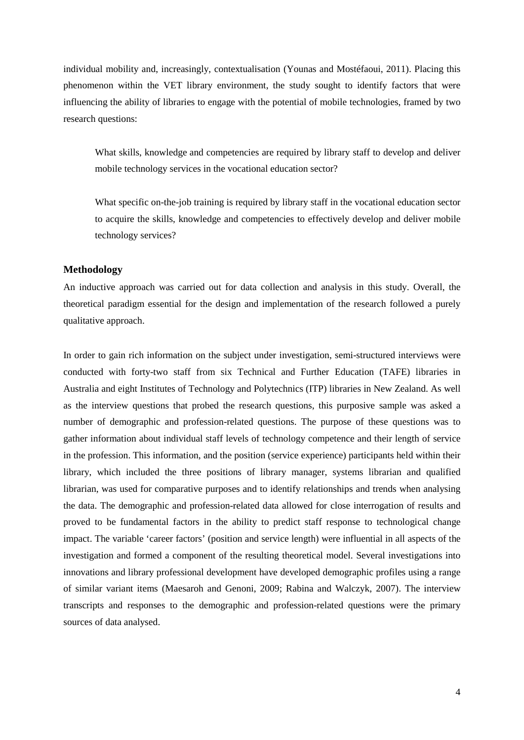individual mobility and, increasingly, contextualisation (Younas and Mostéfaoui, 2011). Placing this phenomenon within the VET library environment, the study sought to identify factors that were influencing the ability of libraries to engage with the potential of mobile technologies, framed by two research questions:

> What skills, knowledge and competencies are required by library staff to develop and deliver mobile technology services in the vocational education sector?
>
> What specific on-the-job training is required by library staff in the vocational education sector to acquire the skills, knowledge and competencies to effectively develop and deliver mobile technology services?

## Methodology

An inductive approach was carried out for data collection and analysis in this study. Overall, the theoretical paradigm essential for the design and implementation of the research followed a purely qualitative approach.

In order to gain rich information on the subject under investigation, semi-structured interviews were conducted with forty-two staff from six Technical and Further Education (TAFE) libraries in Australia and eight Institutes of Technology and Polytechnics (ITP) libraries in New Zealand. As well as the interview questions that probed the research questions, this purposive sample was asked a number of demographic and profession-related questions. The purpose of these questions was to gather information about individual staff levels of technology competence and their length of service in the profession. This information, and the position (service experience) participants held within their library, which included the three positions of library manager, systems librarian and qualified librarian, was used for comparative purposes and to identify relationships and trends when analysing the data. The demographic and profession-related data allowed for close interrogation of results and proved to be fundamental factors in the ability to predict staff response to technological change impact. The variable 'career factors' (position and service length) were influential in all aspects of the investigation and formed a component of the resulting theoretical model. Several investigations into innovations and library professional development have developed demographic profiles using a range of similar variant items (Maesaroh and Genoni, 2009; Rabina and Walczyk, 2007). The interview transcripts and responses to the demographic and profession-related questions were the primary sources of data analysed.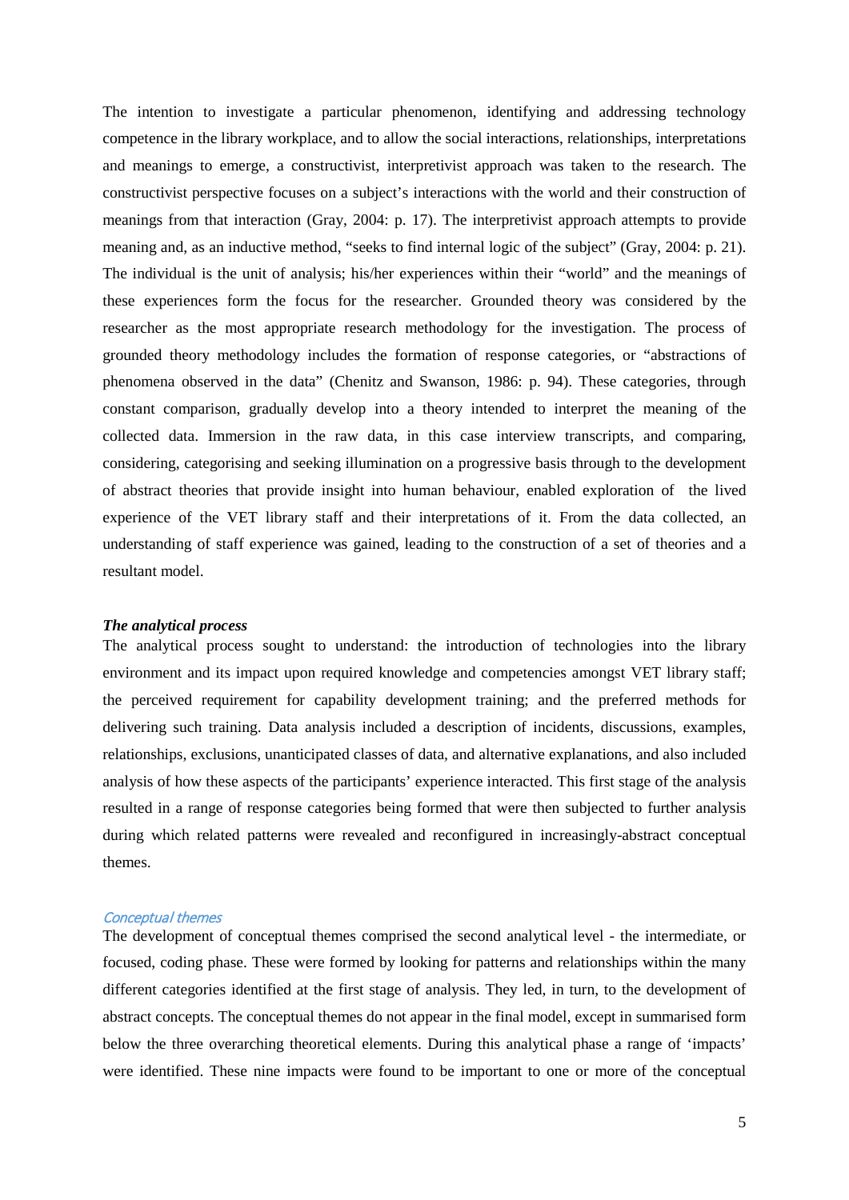The intention to investigate a particular phenomenon, identifying and addressing technology competence in the library workplace, and to allow the social interactions, relationships, interpretations and meanings to emerge, a constructivist, interpretivist approach was taken to the research. The constructivist perspective focuses on a subject's interactions with the world and their construction of meanings from that interaction (Gray, 2004: p. 17). The interpretivist approach attempts to provide meaning and, as an inductive method, "seeks to find internal logic of the subject" (Gray, 2004: p. 21). The individual is the unit of analysis; his/her experiences within their "world" and the meanings of these experiences form the focus for the researcher. Grounded theory was considered by the researcher as the most appropriate research methodology for the investigation. The process of grounded theory methodology includes the formation of response categories, or "abstractions of phenomena observed in the data" (Chenitz and Swanson, 1986: p. 94). These categories, through constant comparison, gradually develop into a theory intended to interpret the meaning of the collected data. Immersion in the raw data, in this case interview transcripts, and comparing, considering, categorising and seeking illumination on a progressive basis through to the development of abstract theories that provide insight into human behaviour, enabled exploration of the lived experience of the VET library staff and their interpretations of it. From the data collected, an understanding of staff experience was gained, leading to the construction of a set of theories and a resultant model.

### *The analytical process*

The analytical process sought to understand: the introduction of technologies into the library environment and its impact upon required knowledge and competencies amongst VET library staff; the perceived requirement for capability development training; and the preferred methods for delivering such training. Data analysis included a description of incidents, discussions, examples, relationships, exclusions, unanticipated classes of data, and alternative explanations, and also included analysis of how these aspects of the participants' experience interacted. This first stage of the analysis resulted in a range of response categories being formed that were then subjected to further analysis during which related patterns were revealed and reconfigured in increasingly-abstract conceptual themes.

#### *Conceptual themes*

The development of conceptual themes comprised the second analytical level - the intermediate, or focused, coding phase. These were formed by looking for patterns and relationships within the many different categories identified at the first stage of analysis. They led, in turn, to the development of abstract concepts. The conceptual themes do not appear in the final model, except in summarised form below the three overarching theoretical elements. During this analytical phase a range of 'impacts' were identified. These nine impacts were found to be important to one or more of the conceptual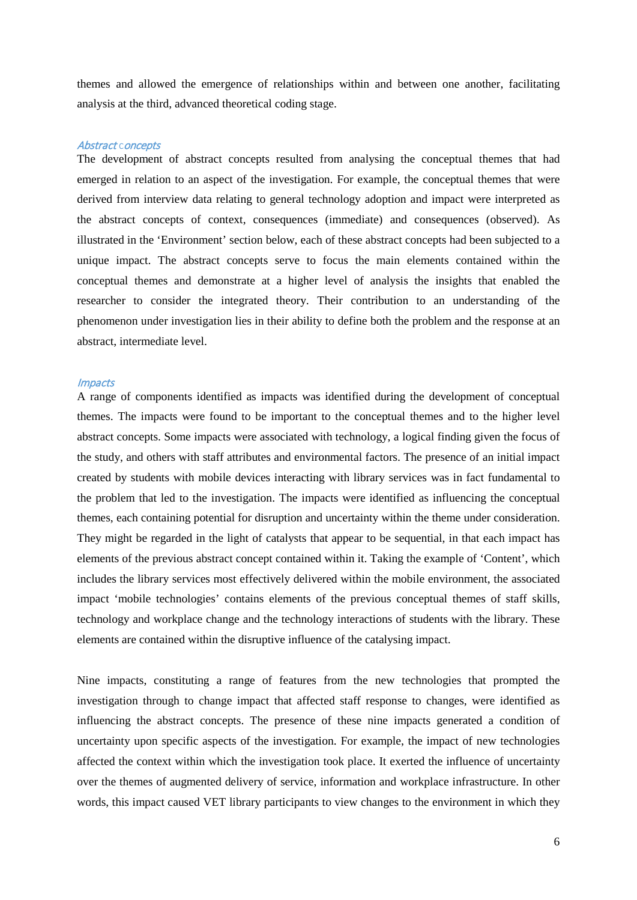themes and allowed the emergence of relationships within and between one another, facilitating analysis at the third, advanced theoretical coding stage.

### *Abstract concepts*

The development of abstract concepts resulted from analysing the conceptual themes that had emerged in relation to an aspect of the investigation. For example, the conceptual themes that were derived from interview data relating to general technology adoption and impact were interpreted as the abstract concepts of context, consequences (immediate) and consequences (observed). As illustrated in the 'Environment' section below, each of these abstract concepts had been subjected to a unique impact. The abstract concepts serve to focus the main elements contained within the conceptual themes and demonstrate at a higher level of analysis the insights that enabled the researcher to consider the integrated theory. Their contribution to an understanding of the phenomenon under investigation lies in their ability to define both the problem and the response at an abstract, intermediate level.

### *Impacts*

A range of components identified as impacts was identified during the development of conceptual themes. The impacts were found to be important to the conceptual themes and to the higher level abstract concepts. Some impacts were associated with technology, a logical finding given the focus of the study, and others with staff attributes and environmental factors. The presence of an initial impact created by students with mobile devices interacting with library services was in fact fundamental to the problem that led to the investigation. The impacts were identified as influencing the conceptual themes, each containing potential for disruption and uncertainty within the theme under consideration. They might be regarded in the light of catalysts that appear to be sequential, in that each impact has elements of the previous abstract concept contained within it. Taking the example of 'Content', which includes the library services most effectively delivered within the mobile environment, the associated impact 'mobile technologies' contains elements of the previous conceptual themes of staff skills, technology and workplace change and the technology interactions of students with the library. These elements are contained within the disruptive influence of the catalysing impact.

Nine impacts, constituting a range of features from the new technologies that prompted the investigation through to change impact that affected staff response to changes, were identified as influencing the abstract concepts. The presence of these nine impacts generated a condition of uncertainty upon specific aspects of the investigation. For example, the impact of new technologies affected the context within which the investigation took place. It exerted the influence of uncertainty over the themes of augmented delivery of service, information and workplace infrastructure. In other words, this impact caused VET library participants to view changes to the environment in which they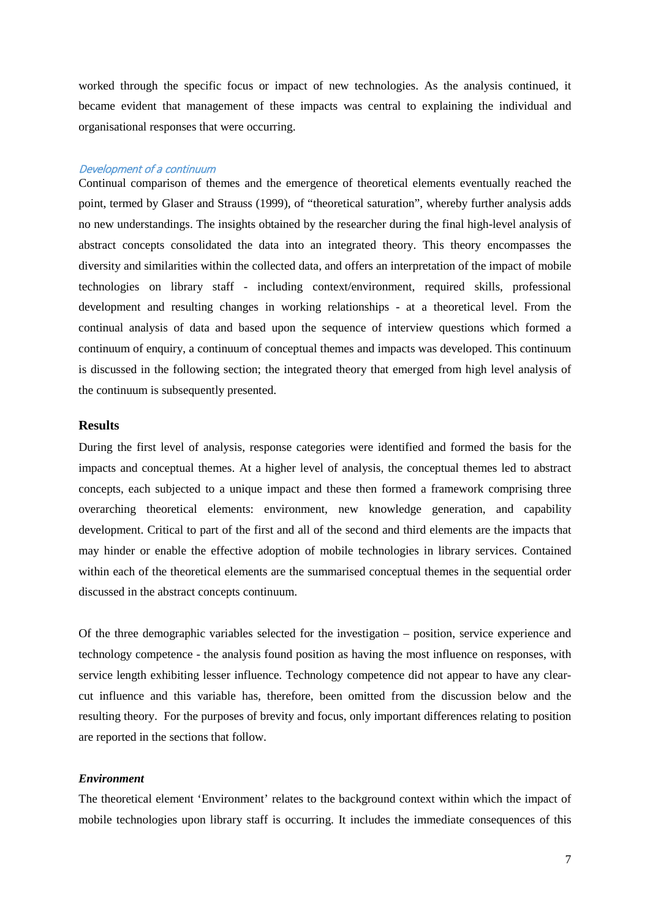worked through the specific focus or impact of new technologies. As the analysis continued, it became evident that management of these impacts was central to explaining the individual and organisational responses that were occurring.

### *Development of a continuum*

Continual comparison of themes and the emergence of theoretical elements eventually reached the point, termed by Glaser and Strauss (1999), of "theoretical saturation", whereby further analysis adds no new understandings. The insights obtained by the researcher during the final high-level analysis of abstract concepts consolidated the data into an integrated theory. This theory encompasses the diversity and similarities within the collected data, and offers an interpretation of the impact of mobile technologies on library staff - including context/environment, required skills, professional development and resulting changes in working relationships - at a theoretical level. From the continual analysis of data and based upon the sequence of interview questions which formed a continuum of enquiry, a continuum of conceptual themes and impacts was developed. This continuum is discussed in the following section; the integrated theory that emerged from high level analysis of the continuum is subsequently presented.

## Results

During the first level of analysis, response categories were identified and formed the basis for the impacts and conceptual themes. At a higher level of analysis, the conceptual themes led to abstract concepts, each subjected to a unique impact and these then formed a framework comprising three overarching theoretical elements: environment, new knowledge generation, and capability development. Critical to part of the first and all of the second and third elements are the impacts that may hinder or enable the effective adoption of mobile technologies in library services. Contained within each of the theoretical elements are the summarised conceptual themes in the sequential order discussed in the abstract concepts continuum.

Of the three demographic variables selected for the investigation – position, service experience and technology competence - the analysis found position as having the most influence on responses, with service length exhibiting lesser influence. Technology competence did not appear to have any clear-cut influence and this variable has, therefore, been omitted from the discussion below and the resulting theory. For the purposes of brevity and focus, only important differences relating to position are reported in the sections that follow.

### ***Environment***

The theoretical element 'Environment' relates to the background context within which the impact of mobile technologies upon library staff is occurring. It includes the immediate consequences of this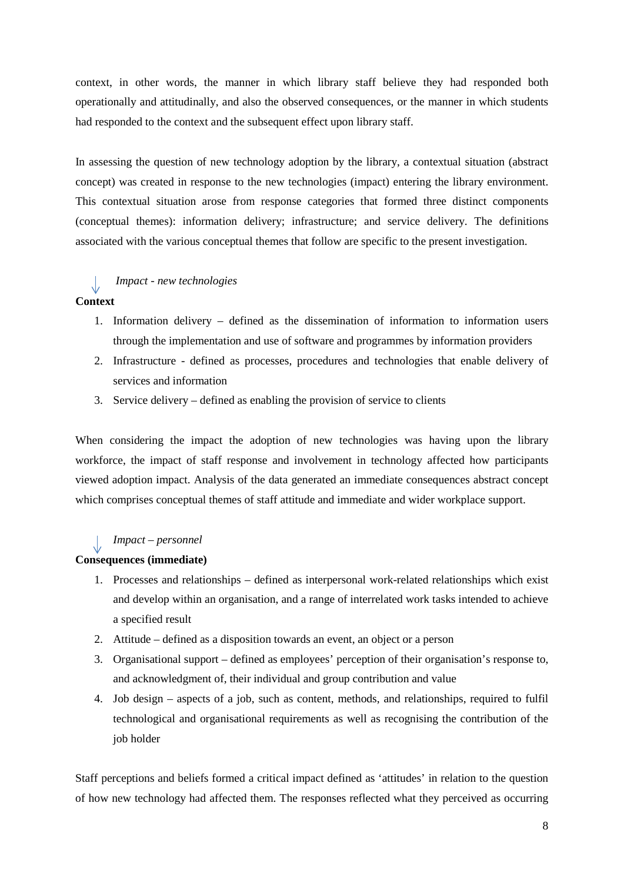context, in other words, the manner in which library staff believe they had responded both operationally and attitudinally, and also the observed consequences, or the manner in which students had responded to the context and the subsequent effect upon library staff.

In assessing the question of new technology adoption by the library, a contextual situation (abstract concept) was created in response to the new technologies (impact) entering the library environment. This contextual situation arose from response categories that formed three distinct components (conceptual themes): information delivery; infrastructure; and service delivery. The definitions associated with the various conceptual themes that follow are specific to the present investigation.

↓ *Impact - new technologies*

**Context**

1. Information delivery – defined as the dissemination of information to information users through the implementation and use of software and programmes by information providers
2. Infrastructure - defined as processes, procedures and technologies that enable delivery of services and information
3. Service delivery – defined as enabling the provision of service to clients

When considering the impact the adoption of new technologies was having upon the library workforce, the impact of staff response and involvement in technology affected how participants viewed adoption impact. Analysis of the data generated an immediate consequences abstract concept which comprises conceptual themes of staff attitude and immediate and wider workplace support.

↓ *Impact – personnel*

**Consequences (immediate)**

1. Processes and relationships – defined as interpersonal work-related relationships which exist and develop within an organisation, and a range of interrelated work tasks intended to achieve a specified result
2. Attitude – defined as a disposition towards an event, an object or a person
3. Organisational support – defined as employees' perception of their organisation's response to, and acknowledgment of, their individual and group contribution and value
4. Job design – aspects of a job, such as content, methods, and relationships, required to fulfil technological and organisational requirements as well as recognising the contribution of the job holder

Staff perceptions and beliefs formed a critical impact defined as 'attitudes' in relation to the question of how new technology had affected them. The responses reflected what they perceived as occurring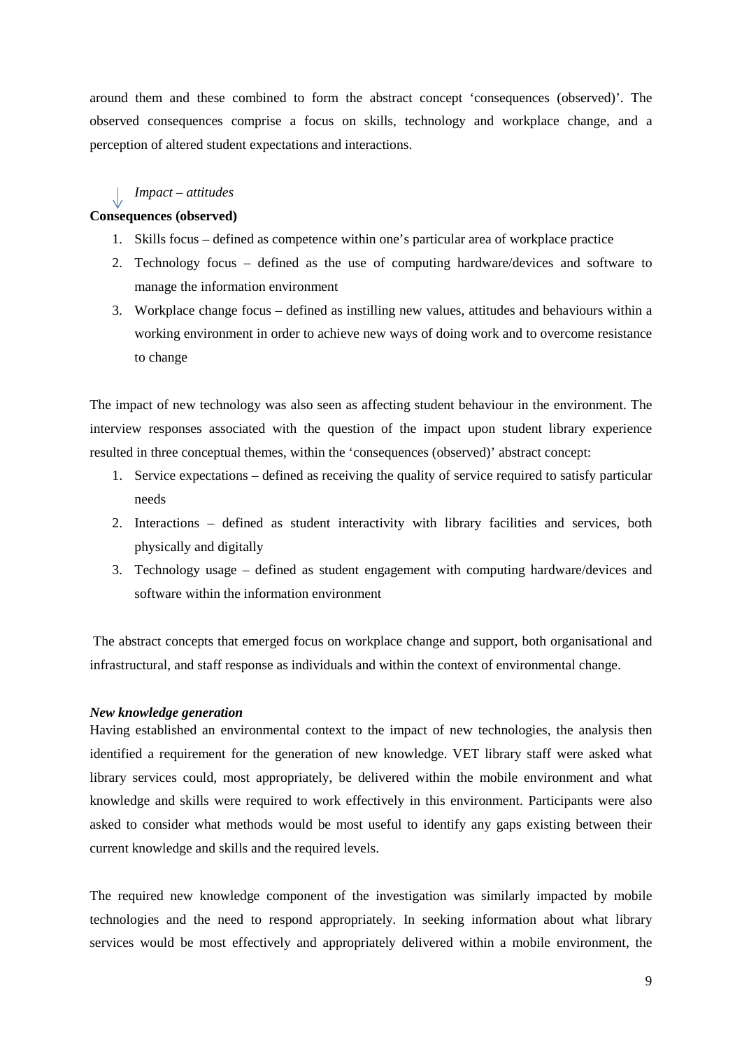around them and these combined to form the abstract concept 'consequences (observed)'. The observed consequences comprise a focus on skills, technology and workplace change, and a perception of altered student expectations and interactions.

↓ *Impact – attitudes*

**Consequences (observed)**

1. Skills focus – defined as competence within one's particular area of workplace practice
2. Technology focus – defined as the use of computing hardware/devices and software to manage the information environment
3. Workplace change focus – defined as instilling new values, attitudes and behaviours within a working environment in order to achieve new ways of doing work and to overcome resistance to change

The impact of new technology was also seen as affecting student behaviour in the environment. The interview responses associated with the question of the impact upon student library experience resulted in three conceptual themes, within the 'consequences (observed)' abstract concept:

1. Service expectations – defined as receiving the quality of service required to satisfy particular needs
2. Interactions – defined as student interactivity with library facilities and services, both physically and digitally
3. Technology usage – defined as student engagement with computing hardware/devices and software within the information environment

The abstract concepts that emerged focus on workplace change and support, both organisational and infrastructural, and staff response as individuals and within the context of environmental change.

***New knowledge generation***

Having established an environmental context to the impact of new technologies, the analysis then identified a requirement for the generation of new knowledge. VET library staff were asked what library services could, most appropriately, be delivered within the mobile environment and what knowledge and skills were required to work effectively in this environment. Participants were also asked to consider what methods would be most useful to identify any gaps existing between their current knowledge and skills and the required levels.

The required new knowledge component of the investigation was similarly impacted by mobile technologies and the need to respond appropriately. In seeking information about what library services would be most effectively and appropriately delivered within a mobile environment, the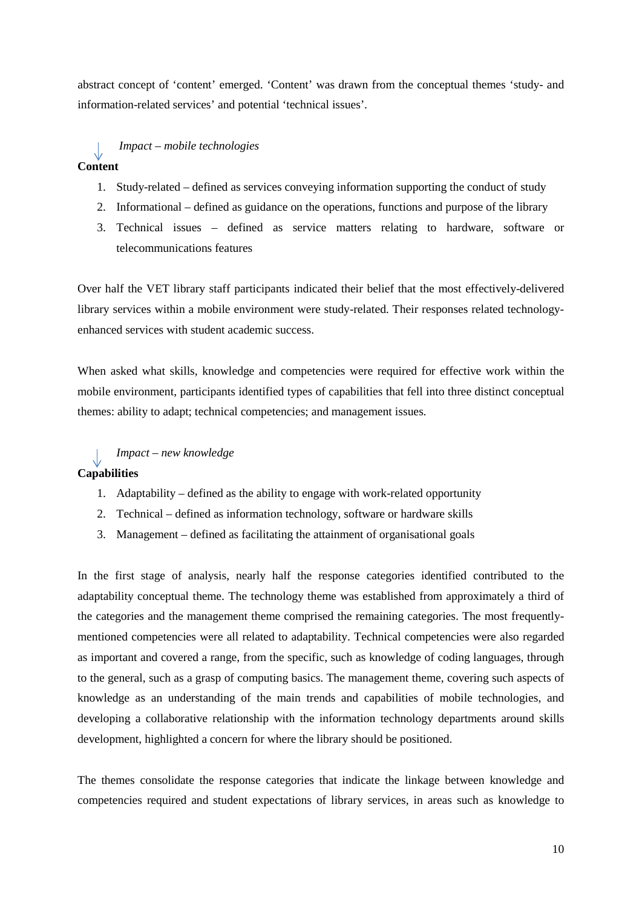abstract concept of 'content' emerged. 'Content' was drawn from the conceptual themes 'study- and information-related services' and potential 'technical issues'.

↓ *Impact – mobile technologies*

**Content**

1. Study-related – defined as services conveying information supporting the conduct of study
2. Informational – defined as guidance on the operations, functions and purpose of the library
3. Technical issues – defined as service matters relating to hardware, software or telecommunications features

Over half the VET library staff participants indicated their belief that the most effectively-delivered library services within a mobile environment were study-related. Their responses related technology-enhanced services with student academic success.

When asked what skills, knowledge and competencies were required for effective work within the mobile environment, participants identified types of capabilities that fell into three distinct conceptual themes: ability to adapt; technical competencies; and management issues.

↓ *Impact – new knowledge*

**Capabilities**

1. Adaptability – defined as the ability to engage with work-related opportunity
2. Technical – defined as information technology, software or hardware skills
3. Management – defined as facilitating the attainment of organisational goals

In the first stage of analysis, nearly half the response categories identified contributed to the adaptability conceptual theme. The technology theme was established from approximately a third of the categories and the management theme comprised the remaining categories. The most frequently-mentioned competencies were all related to adaptability. Technical competencies were also regarded as important and covered a range, from the specific, such as knowledge of coding languages, through to the general, such as a grasp of computing basics. The management theme, covering such aspects of knowledge as an understanding of the main trends and capabilities of mobile technologies, and developing a collaborative relationship with the information technology departments around skills development, highlighted a concern for where the library should be positioned.

The themes consolidate the response categories that indicate the linkage between knowledge and competencies required and student expectations of library services, in areas such as knowledge to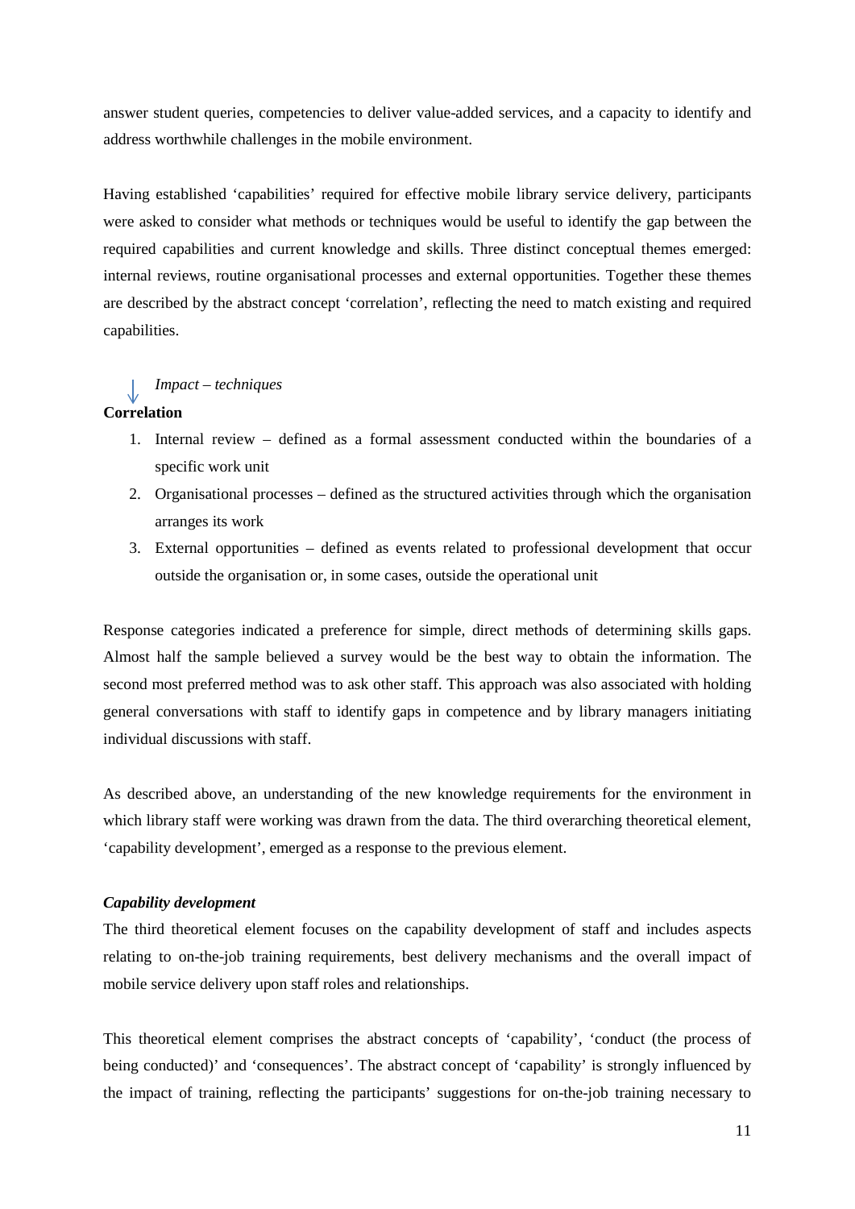answer student queries, competencies to deliver value-added services, and a capacity to identify and address worthwhile challenges in the mobile environment.

Having established 'capabilities' required for effective mobile library service delivery, participants were asked to consider what methods or techniques would be useful to identify the gap between the required capabilities and current knowledge and skills. Three distinct conceptual themes emerged: internal reviews, routine organisational processes and external opportunities. Together these themes are described by the abstract concept 'correlation', reflecting the need to match existing and required capabilities.

↓ *Impact – techniques*

**Correlation**

1. Internal review – defined as a formal assessment conducted within the boundaries of a specific work unit
2. Organisational processes – defined as the structured activities through which the organisation arranges its work
3. External opportunities – defined as events related to professional development that occur outside the organisation or, in some cases, outside the operational unit

Response categories indicated a preference for simple, direct methods of determining skills gaps. Almost half the sample believed a survey would be the best way to obtain the information. The second most preferred method was to ask other staff. This approach was also associated with holding general conversations with staff to identify gaps in competence and by library managers initiating individual discussions with staff.

As described above, an understanding of the new knowledge requirements for the environment in which library staff were working was drawn from the data. The third overarching theoretical element, 'capability development', emerged as a response to the previous element.

***Capability development***

The third theoretical element focuses on the capability development of staff and includes aspects relating to on-the-job training requirements, best delivery mechanisms and the overall impact of mobile service delivery upon staff roles and relationships.

This theoretical element comprises the abstract concepts of 'capability', 'conduct (the process of being conducted)' and 'consequences'. The abstract concept of 'capability' is strongly influenced by the impact of training, reflecting the participants' suggestions for on-the-job training necessary to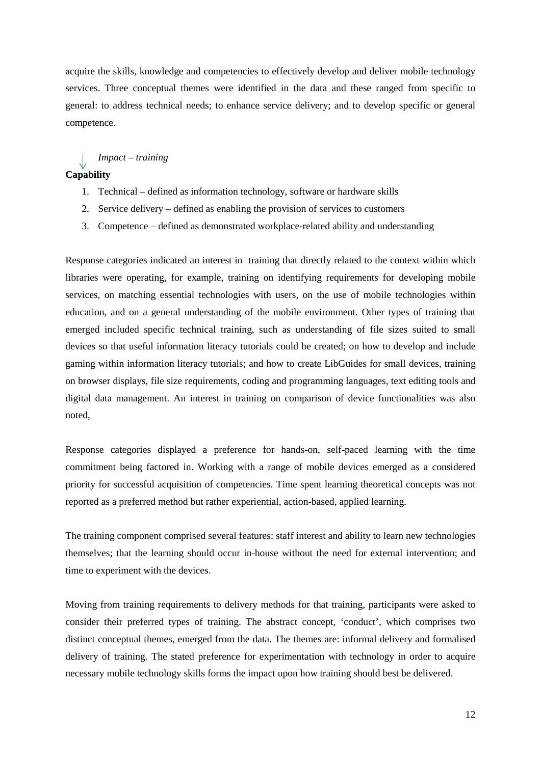acquire the skills, knowledge and competencies to effectively develop and deliver mobile technology services. Three conceptual themes were identified in the data and these ranged from specific to general: to address technical needs; to enhance service delivery; and to develop specific or general competence.

↓ *Impact – training*

**Capability**

1. Technical – defined as information technology, software or hardware skills
2. Service delivery – defined as enabling the provision of services to customers
3. Competence – defined as demonstrated workplace-related ability and understanding

Response categories indicated an interest in training that directly related to the context within which libraries were operating, for example, training on identifying requirements for developing mobile services, on matching essential technologies with users, on the use of mobile technologies within education, and on a general understanding of the mobile environment. Other types of training that emerged included specific technical training, such as understanding of file sizes suited to small devices so that useful information literacy tutorials could be created; on how to develop and include gaming within information literacy tutorials; and how to create LibGuides for small devices, training on browser displays, file size requirements, coding and programming languages, text editing tools and digital data management. An interest in training on comparison of device functionalities was also noted,

Response categories displayed a preference for hands-on, self-paced learning with the time commitment being factored in. Working with a range of mobile devices emerged as a considered priority for successful acquisition of competencies. Time spent learning theoretical concepts was not reported as a preferred method but rather experiential, action-based, applied learning.

The training component comprised several features: staff interest and ability to learn new technologies themselves; that the learning should occur in-house without the need for external intervention; and time to experiment with the devices.

Moving from training requirements to delivery methods for that training, participants were asked to consider their preferred types of training. The abstract concept, 'conduct', which comprises two distinct conceptual themes, emerged from the data. The themes are: informal delivery and formalised delivery of training. The stated preference for experimentation with technology in order to acquire necessary mobile technology skills forms the impact upon how training should best be delivered.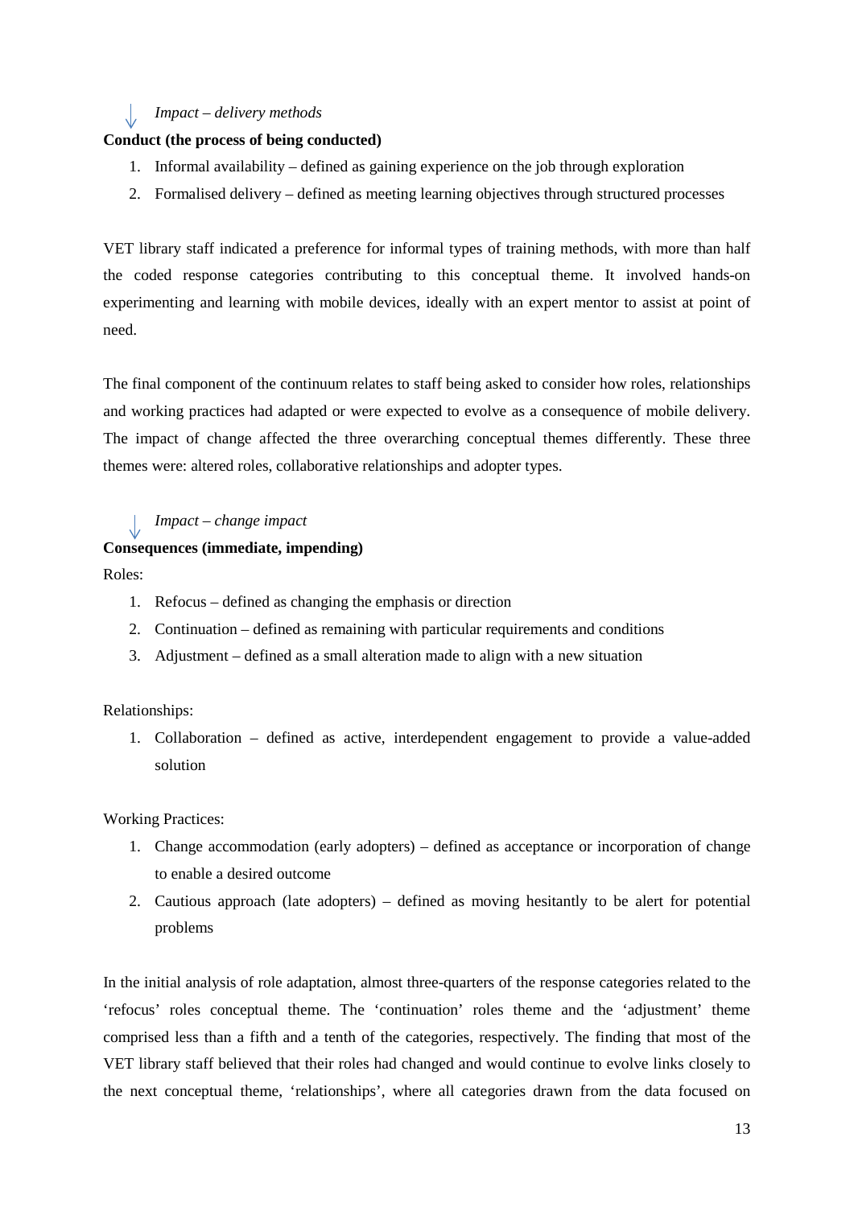↓ *Impact – delivery methods*

**Conduct (the process of being conducted)**

1. Informal availability – defined as gaining experience on the job through exploration
2. Formalised delivery – defined as meeting learning objectives through structured processes

VET library staff indicated a preference for informal types of training methods, with more than half the coded response categories contributing to this conceptual theme. It involved hands-on experimenting and learning with mobile devices, ideally with an expert mentor to assist at point of need.

The final component of the continuum relates to staff being asked to consider how roles, relationships and working practices had adapted or were expected to evolve as a consequence of mobile delivery. The impact of change affected the three overarching conceptual themes differently. These three themes were: altered roles, collaborative relationships and adopter types.

↓ *Impact – change impact*

**Consequences (immediate, impending)**

Roles:

1. Refocus – defined as changing the emphasis or direction
2. Continuation – defined as remaining with particular requirements and conditions
3. Adjustment – defined as a small alteration made to align with a new situation

Relationships:

1. Collaboration – defined as active, interdependent engagement to provide a value-added solution

Working Practices:

1. Change accommodation (early adopters) – defined as acceptance or incorporation of change to enable a desired outcome
2. Cautious approach (late adopters) – defined as moving hesitantly to be alert for potential problems

In the initial analysis of role adaptation, almost three-quarters of the response categories related to the 'refocus' roles conceptual theme. The 'continuation' roles theme and the 'adjustment' theme comprised less than a fifth and a tenth of the categories, respectively. The finding that most of the VET library staff believed that their roles had changed and would continue to evolve links closely to the next conceptual theme, 'relationships', where all categories drawn from the data focused on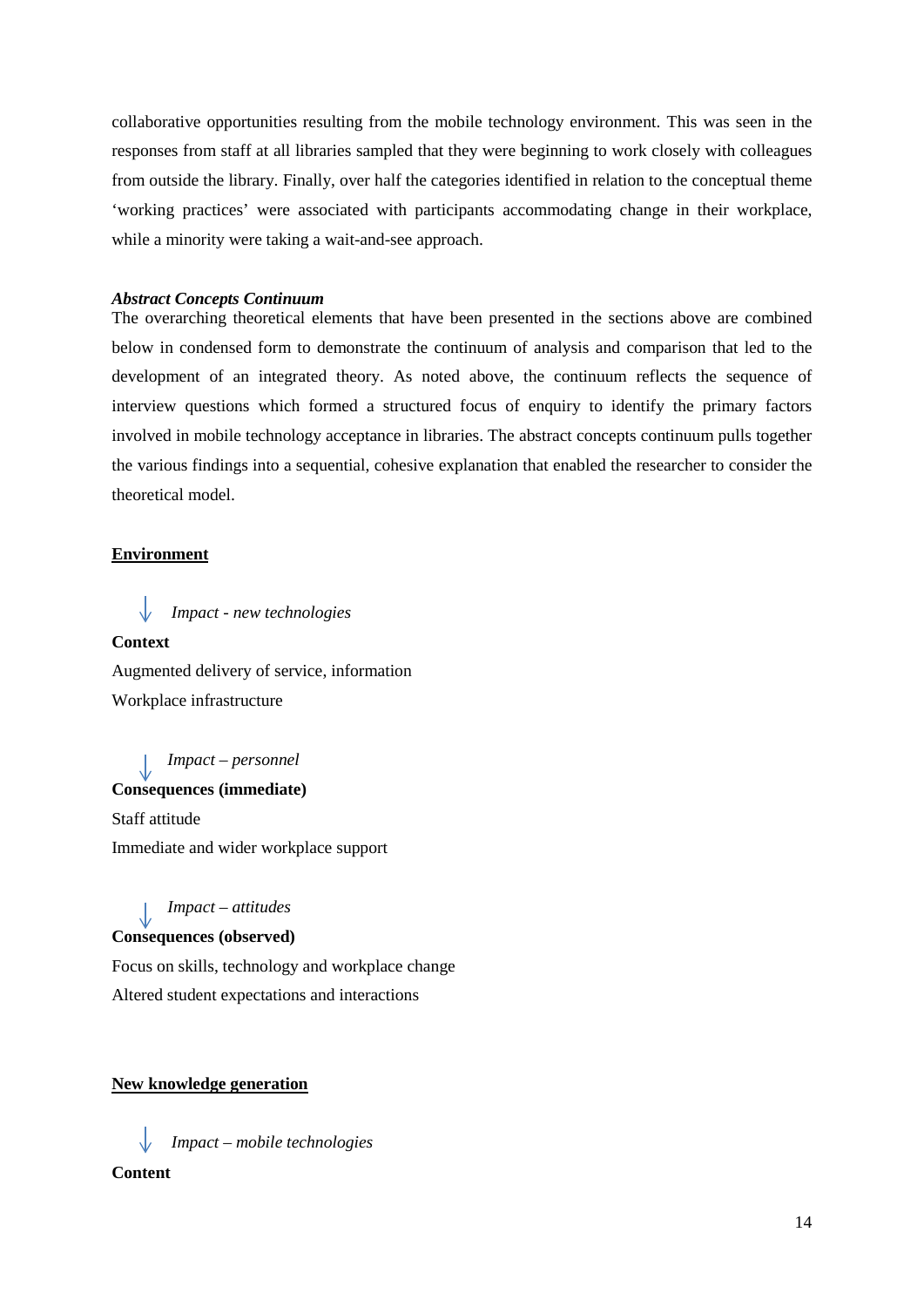collaborative opportunities resulting from the mobile technology environment. This was seen in the responses from staff at all libraries sampled that they were beginning to work closely with colleagues from outside the library. Finally, over half the categories identified in relation to the conceptual theme 'working practices' were associated with participants accommodating change in their workplace, while a minority were taking a wait-and-see approach.

***Abstract Concepts Continuum***

The overarching theoretical elements that have been presented in the sections above are combined below in condensed form to demonstrate the continuum of analysis and comparison that led to the development of an integrated theory. As noted above, the continuum reflects the sequence of interview questions which formed a structured focus of enquiry to identify the primary factors involved in mobile technology acceptance in libraries. The abstract concepts continuum pulls together the various findings into a sequential, cohesive explanation that enabled the researcher to consider the theoretical model.

**<u>Environment</u>**

↓ *Impact - new technologies*

**Context**

Augmented delivery of service, information

Workplace infrastructure

↓ *Impact – personnel*

**Consequences (immediate)**

Staff attitude

Immediate and wider workplace support

↓ *Impact – attitudes*

**Consequences (observed)**

Focus on skills, technology and workplace change

Altered student expectations and interactions

**<u>New knowledge generation</u>**

↓ *Impact – mobile technologies*

**Content**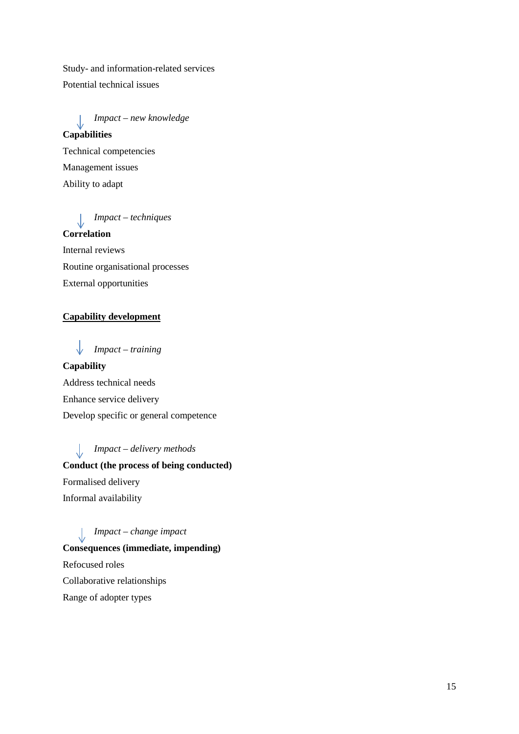Study- and information-related services

Potential technical issues

↓ *Impact – new knowledge*

**Capabilities**

Technical competencies

Management issues

Ability to adapt

↓ *Impact – techniques*

**Correlation**

Internal reviews

Routine organisational processes

External opportunities

**<u>Capability development</u>**

↓ *Impact – training*

**Capability**

Address technical needs

Enhance service delivery

Develop specific or general competence

↓ *Impact – delivery methods*

**Conduct (the process of being conducted)**

Formalised delivery

Informal availability

↓ *Impact – change impact*

**Consequences (immediate, impending)**

Refocused roles

Collaborative relationships

Range of adopter types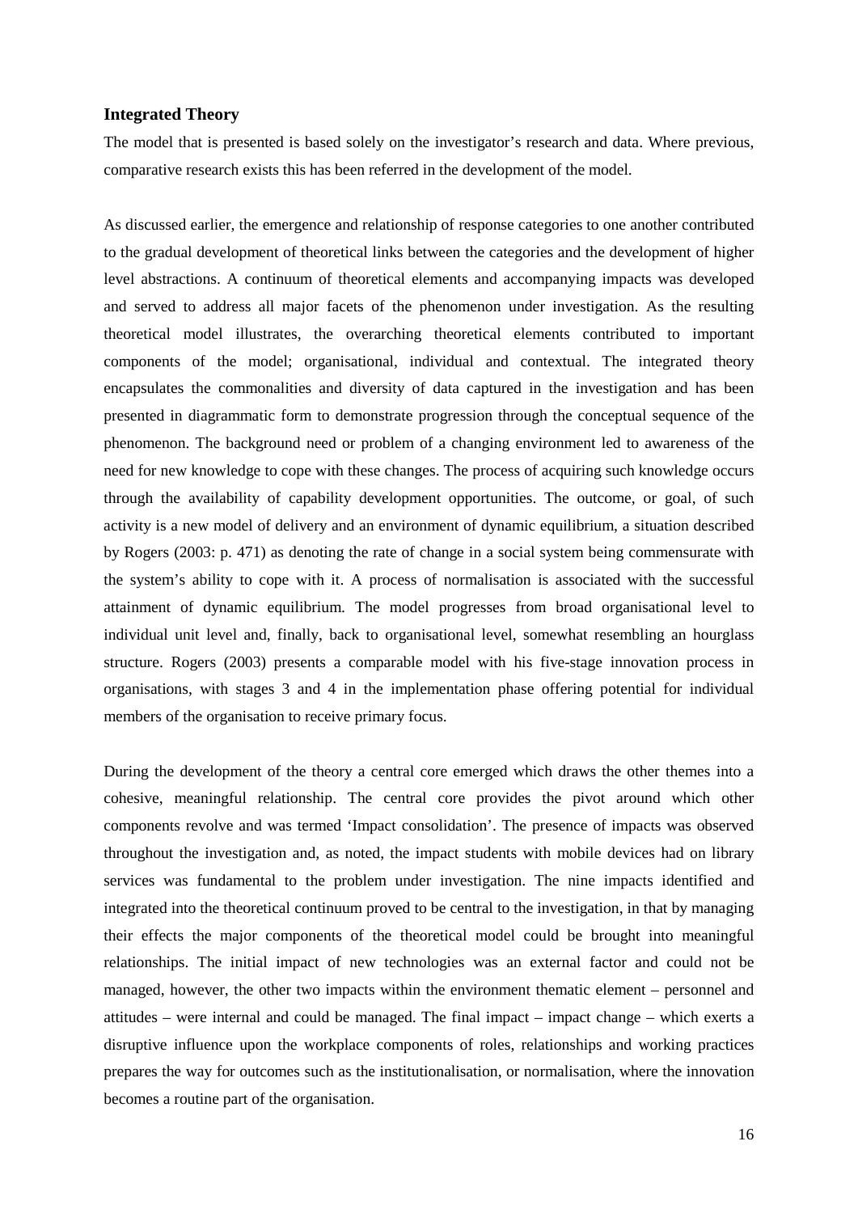### Integrated Theory

The model that is presented is based solely on the investigator's research and data. Where previous, comparative research exists this has been referred in the development of the model.

As discussed earlier, the emergence and relationship of response categories to one another contributed to the gradual development of theoretical links between the categories and the development of higher level abstractions. A continuum of theoretical elements and accompanying impacts was developed and served to address all major facets of the phenomenon under investigation. As the resulting theoretical model illustrates, the overarching theoretical elements contributed to important components of the model; organisational, individual and contextual. The integrated theory encapsulates the commonalities and diversity of data captured in the investigation and has been presented in diagrammatic form to demonstrate progression through the conceptual sequence of the phenomenon. The background need or problem of a changing environment led to awareness of the need for new knowledge to cope with these changes. The process of acquiring such knowledge occurs through the availability of capability development opportunities. The outcome, or goal, of such activity is a new model of delivery and an environment of dynamic equilibrium, a situation described by Rogers (2003: p. 471) as denoting the rate of change in a social system being commensurate with the system's ability to cope with it. A process of normalisation is associated with the successful attainment of dynamic equilibrium. The model progresses from broad organisational level to individual unit level and, finally, back to organisational level, somewhat resembling an hourglass structure. Rogers (2003) presents a comparable model with his five-stage innovation process in organisations, with stages 3 and 4 in the implementation phase offering potential for individual members of the organisation to receive primary focus.

During the development of the theory a central core emerged which draws the other themes into a cohesive, meaningful relationship. The central core provides the pivot around which other components revolve and was termed 'Impact consolidation'. The presence of impacts was observed throughout the investigation and, as noted, the impact students with mobile devices had on library services was fundamental to the problem under investigation. The nine impacts identified and integrated into the theoretical continuum proved to be central to the investigation, in that by managing their effects the major components of the theoretical model could be brought into meaningful relationships. The initial impact of new technologies was an external factor and could not be managed, however, the other two impacts within the environment thematic element – personnel and attitudes – were internal and could be managed. The final impact – impact change – which exerts a disruptive influence upon the workplace components of roles, relationships and working practices prepares the way for outcomes such as the institutionalisation, or normalisation, where the innovation becomes a routine part of the organisation.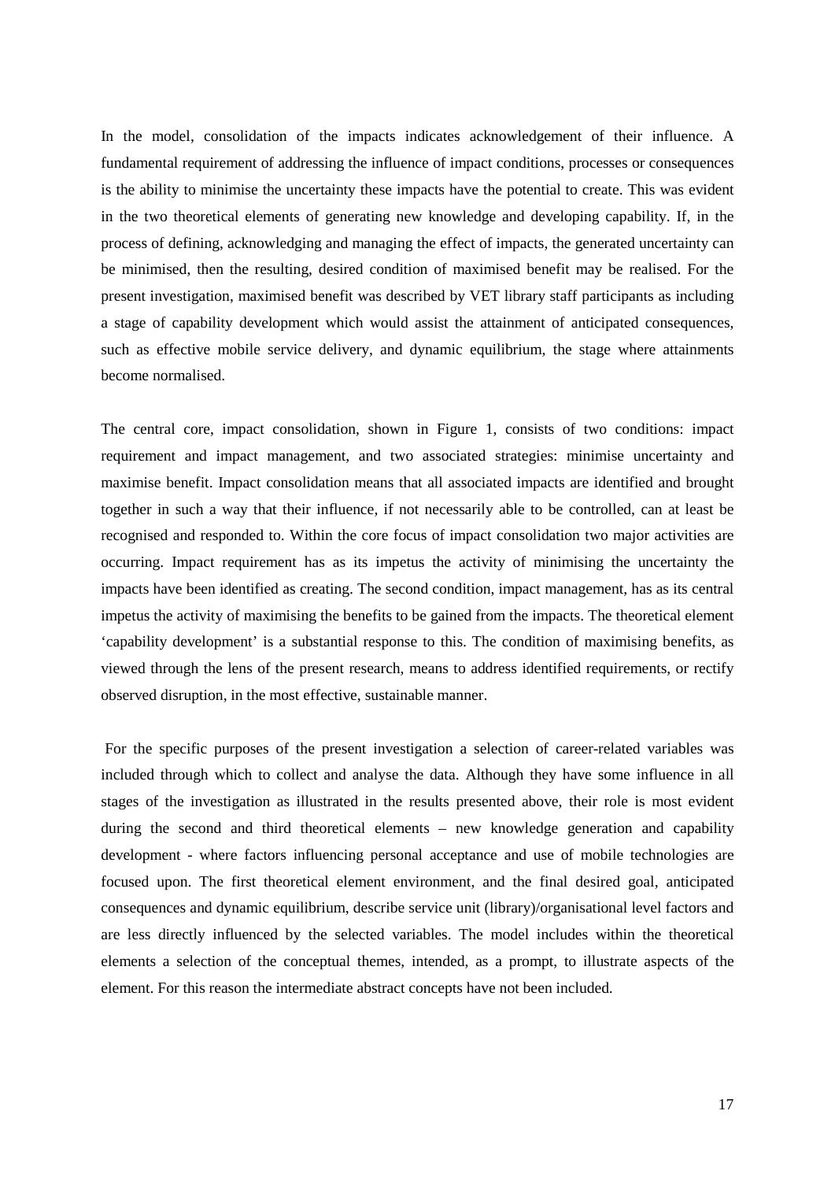In the model, consolidation of the impacts indicates acknowledgement of their influence. A fundamental requirement of addressing the influence of impact conditions, processes or consequences is the ability to minimise the uncertainty these impacts have the potential to create. This was evident in the two theoretical elements of generating new knowledge and developing capability. If, in the process of defining, acknowledging and managing the effect of impacts, the generated uncertainty can be minimised, then the resulting, desired condition of maximised benefit may be realised. For the present investigation, maximised benefit was described by VET library staff participants as including a stage of capability development which would assist the attainment of anticipated consequences, such as effective mobile service delivery, and dynamic equilibrium, the stage where attainments become normalised.

The central core, impact consolidation, shown in Figure 1, consists of two conditions: impact requirement and impact management, and two associated strategies: minimise uncertainty and maximise benefit. Impact consolidation means that all associated impacts are identified and brought together in such a way that their influence, if not necessarily able to be controlled, can at least be recognised and responded to. Within the core focus of impact consolidation two major activities are occurring. Impact requirement has as its impetus the activity of minimising the uncertainty the impacts have been identified as creating. The second condition, impact management, has as its central impetus the activity of maximising the benefits to be gained from the impacts. The theoretical element 'capability development' is a substantial response to this. The condition of maximising benefits, as viewed through the lens of the present research, means to address identified requirements, or rectify observed disruption, in the most effective, sustainable manner.

For the specific purposes of the present investigation a selection of career-related variables was included through which to collect and analyse the data. Although they have some influence in all stages of the investigation as illustrated in the results presented above, their role is most evident during the second and third theoretical elements – new knowledge generation and capability development - where factors influencing personal acceptance and use of mobile technologies are focused upon. The first theoretical element environment, and the final desired goal, anticipated consequences and dynamic equilibrium, describe service unit (library)/organisational level factors and are less directly influenced by the selected variables. The model includes within the theoretical elements a selection of the conceptual themes, intended, as a prompt, to illustrate aspects of the element. For this reason the intermediate abstract concepts have not been included.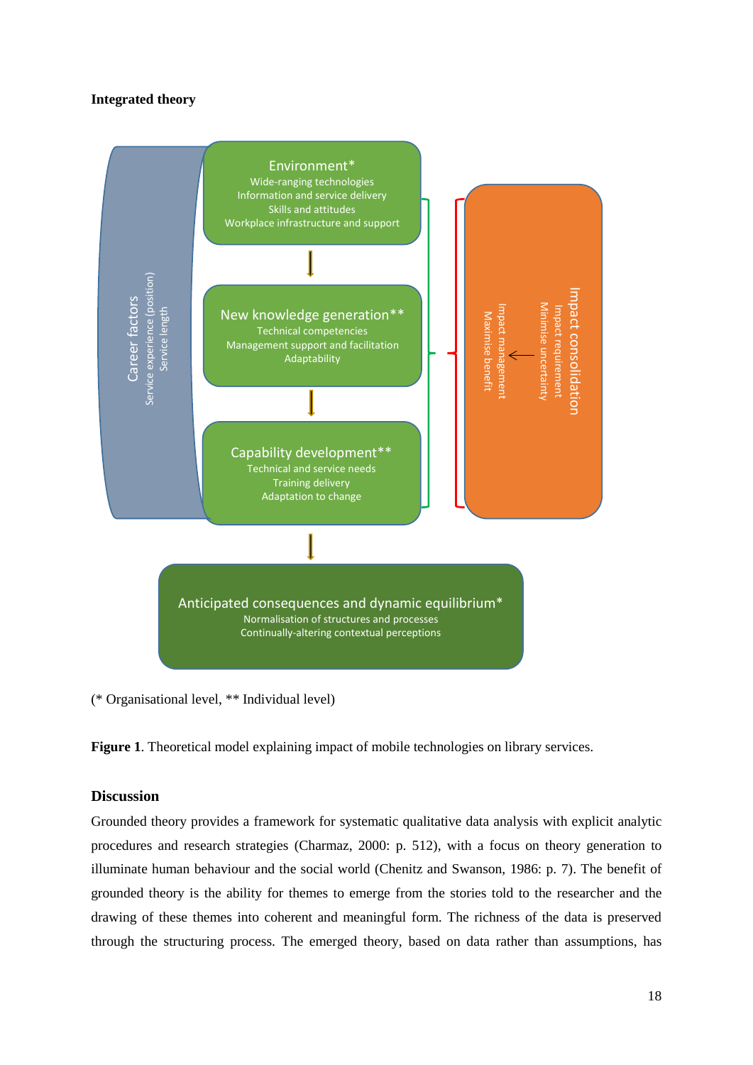### Integrated theory

Career factors
Service experience (position)
Service length

Environment*
Wide-ranging technologies
Information and service delivery
Skills and attitudes
Workplace infrastructure and support

New knowledge generation**
Technical competencies
Management support and facilitation
Adaptability

Capability development**
Technical and service needs
Training delivery
Adaptation to change

Impact consolidation
Impact requirement
Minimise uncertainty
Impact management
Maximise benefit

Anticipated consequences and dynamic equilibrium*
Normalisation of structures and processes
Continually-altering contextual perceptions

(* Organisational level, ** Individual level)

**Figure 1**. Theoretical model explaining impact of mobile technologies on library services.

### Discussion

Grounded theory provides a framework for systematic qualitative data analysis with explicit analytic procedures and research strategies (Charmaz, 2000: p. 512), with a focus on theory generation to illuminate human behaviour and the social world (Chenitz and Swanson, 1986: p. 7). The benefit of grounded theory is the ability for themes to emerge from the stories told to the researcher and the drawing of these themes into coherent and meaningful form. The richness of the data is preserved through the structuring process. The emerged theory, based on data rather than assumptions, has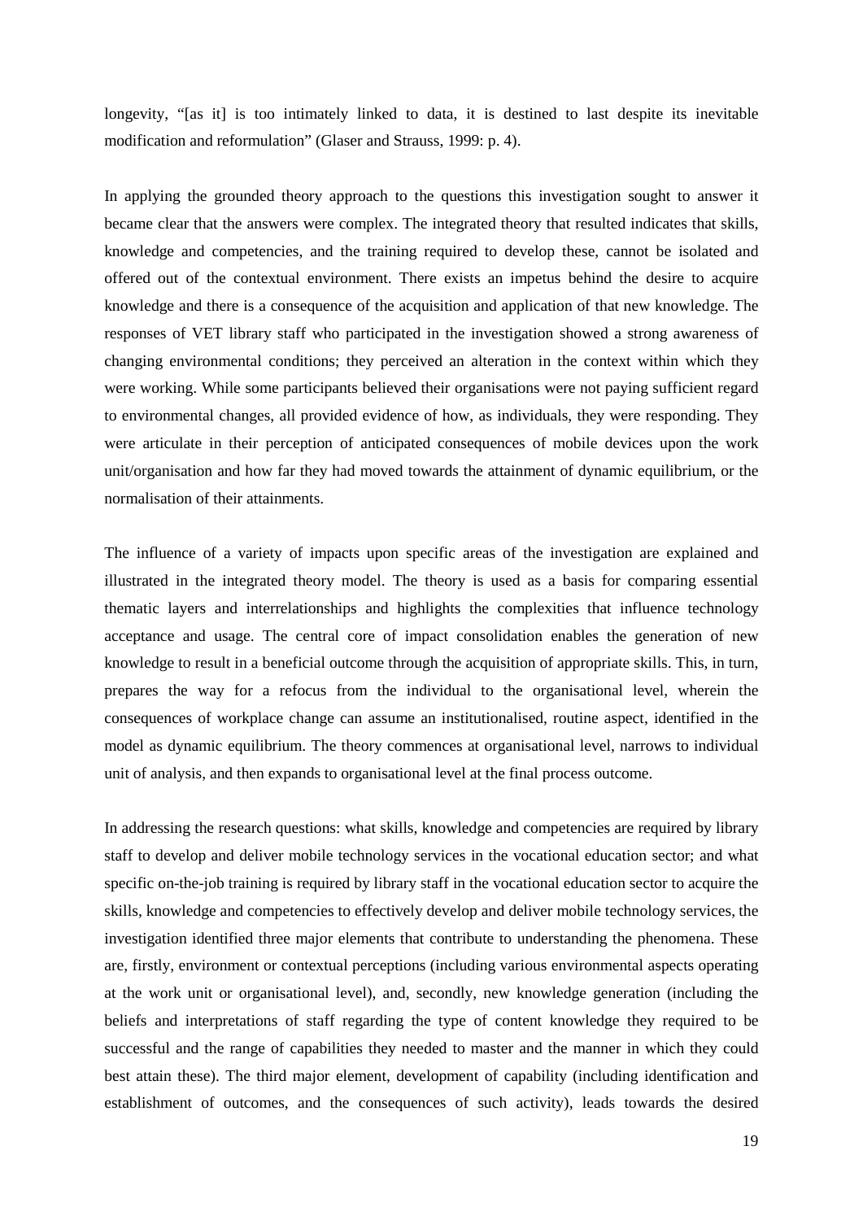longevity, "[as it] is too intimately linked to data, it is destined to last despite its inevitable modification and reformulation" (Glaser and Strauss, 1999: p. 4).

In applying the grounded theory approach to the questions this investigation sought to answer it became clear that the answers were complex. The integrated theory that resulted indicates that skills, knowledge and competencies, and the training required to develop these, cannot be isolated and offered out of the contextual environment. There exists an impetus behind the desire to acquire knowledge and there is a consequence of the acquisition and application of that new knowledge. The responses of VET library staff who participated in the investigation showed a strong awareness of changing environmental conditions; they perceived an alteration in the context within which they were working. While some participants believed their organisations were not paying sufficient regard to environmental changes, all provided evidence of how, as individuals, they were responding. They were articulate in their perception of anticipated consequences of mobile devices upon the work unit/organisation and how far they had moved towards the attainment of dynamic equilibrium, or the normalisation of their attainments.

The influence of a variety of impacts upon specific areas of the investigation are explained and illustrated in the integrated theory model. The theory is used as a basis for comparing essential thematic layers and interrelationships and highlights the complexities that influence technology acceptance and usage. The central core of impact consolidation enables the generation of new knowledge to result in a beneficial outcome through the acquisition of appropriate skills. This, in turn, prepares the way for a refocus from the individual to the organisational level, wherein the consequences of workplace change can assume an institutionalised, routine aspect, identified in the model as dynamic equilibrium. The theory commences at organisational level, narrows to individual unit of analysis, and then expands to organisational level at the final process outcome.

In addressing the research questions: what skills, knowledge and competencies are required by library staff to develop and deliver mobile technology services in the vocational education sector; and what specific on-the-job training is required by library staff in the vocational education sector to acquire the skills, knowledge and competencies to effectively develop and deliver mobile technology services, the investigation identified three major elements that contribute to understanding the phenomena. These are, firstly, environment or contextual perceptions (including various environmental aspects operating at the work unit or organisational level), and, secondly, new knowledge generation (including the beliefs and interpretations of staff regarding the type of content knowledge they required to be successful and the range of capabilities they needed to master and the manner in which they could best attain these). The third major element, development of capability (including identification and establishment of outcomes, and the consequences of such activity), leads towards the desired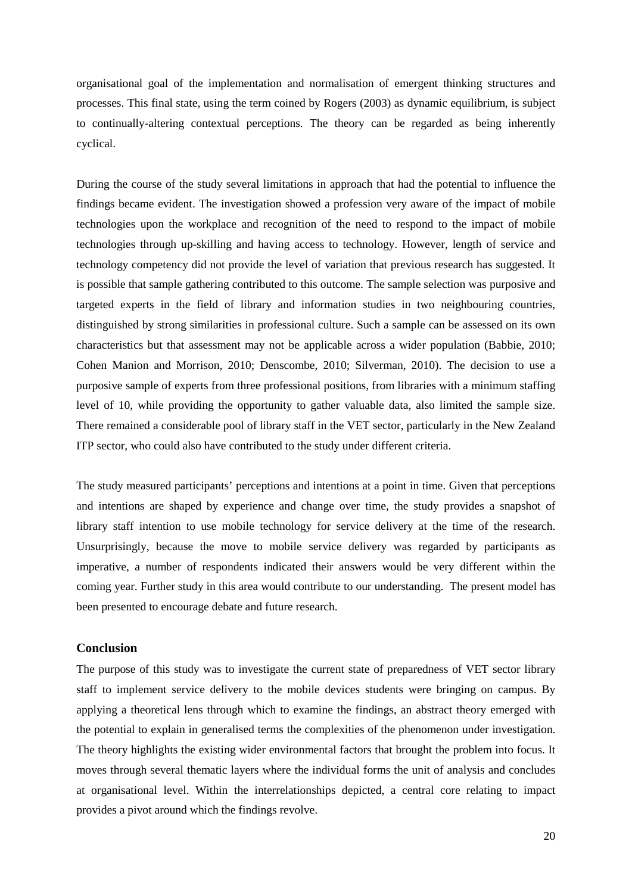organisational goal of the implementation and normalisation of emergent thinking structures and processes. This final state, using the term coined by Rogers (2003) as dynamic equilibrium, is subject to continually-altering contextual perceptions. The theory can be regarded as being inherently cyclical.

During the course of the study several limitations in approach that had the potential to influence the findings became evident. The investigation showed a profession very aware of the impact of mobile technologies upon the workplace and recognition of the need to respond to the impact of mobile technologies through up-skilling and having access to technology. However, length of service and technology competency did not provide the level of variation that previous research has suggested. It is possible that sample gathering contributed to this outcome. The sample selection was purposive and targeted experts in the field of library and information studies in two neighbouring countries, distinguished by strong similarities in professional culture. Such a sample can be assessed on its own characteristics but that assessment may not be applicable across a wider population (Babbie, 2010; Cohen Manion and Morrison, 2010; Denscombe, 2010; Silverman, 2010). The decision to use a purposive sample of experts from three professional positions, from libraries with a minimum staffing level of 10, while providing the opportunity to gather valuable data, also limited the sample size. There remained a considerable pool of library staff in the VET sector, particularly in the New Zealand ITP sector, who could also have contributed to the study under different criteria.

The study measured participants' perceptions and intentions at a point in time. Given that perceptions and intentions are shaped by experience and change over time, the study provides a snapshot of library staff intention to use mobile technology for service delivery at the time of the research. Unsurprisingly, because the move to mobile service delivery was regarded by participants as imperative, a number of respondents indicated their answers would be very different within the coming year. Further study in this area would contribute to our understanding. The present model has been presented to encourage debate and future research.

## Conclusion

The purpose of this study was to investigate the current state of preparedness of VET sector library staff to implement service delivery to the mobile devices students were bringing on campus. By applying a theoretical lens through which to examine the findings, an abstract theory emerged with the potential to explain in generalised terms the complexities of the phenomenon under investigation. The theory highlights the existing wider environmental factors that brought the problem into focus. It moves through several thematic layers where the individual forms the unit of analysis and concludes at organisational level. Within the interrelationships depicted, a central core relating to impact provides a pivot around which the findings revolve.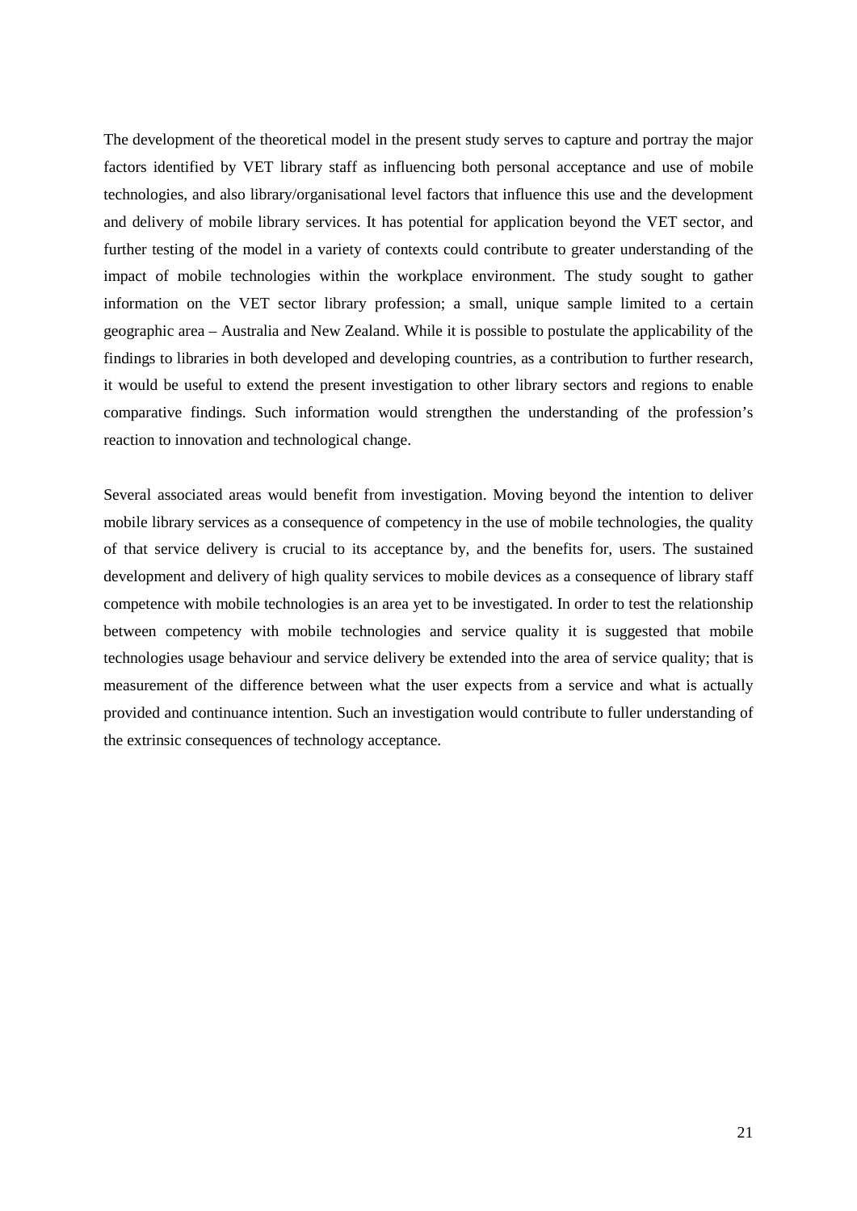The development of the theoretical model in the present study serves to capture and portray the major factors identified by VET library staff as influencing both personal acceptance and use of mobile technologies, and also library/organisational level factors that influence this use and the development and delivery of mobile library services. It has potential for application beyond the VET sector, and further testing of the model in a variety of contexts could contribute to greater understanding of the impact of mobile technologies within the workplace environment. The study sought to gather information on the VET sector library profession; a small, unique sample limited to a certain geographic area – Australia and New Zealand. While it is possible to postulate the applicability of the findings to libraries in both developed and developing countries, as a contribution to further research, it would be useful to extend the present investigation to other library sectors and regions to enable comparative findings. Such information would strengthen the understanding of the profession's reaction to innovation and technological change.

Several associated areas would benefit from investigation. Moving beyond the intention to deliver mobile library services as a consequence of competency in the use of mobile technologies, the quality of that service delivery is crucial to its acceptance by, and the benefits for, users. The sustained development and delivery of high quality services to mobile devices as a consequence of library staff competence with mobile technologies is an area yet to be investigated. In order to test the relationship between competency with mobile technologies and service quality it is suggested that mobile technologies usage behaviour and service delivery be extended into the area of service quality; that is measurement of the difference between what the user expects from a service and what is actually provided and continuance intention. Such an investigation would contribute to fuller understanding of the extrinsic consequences of technology acceptance.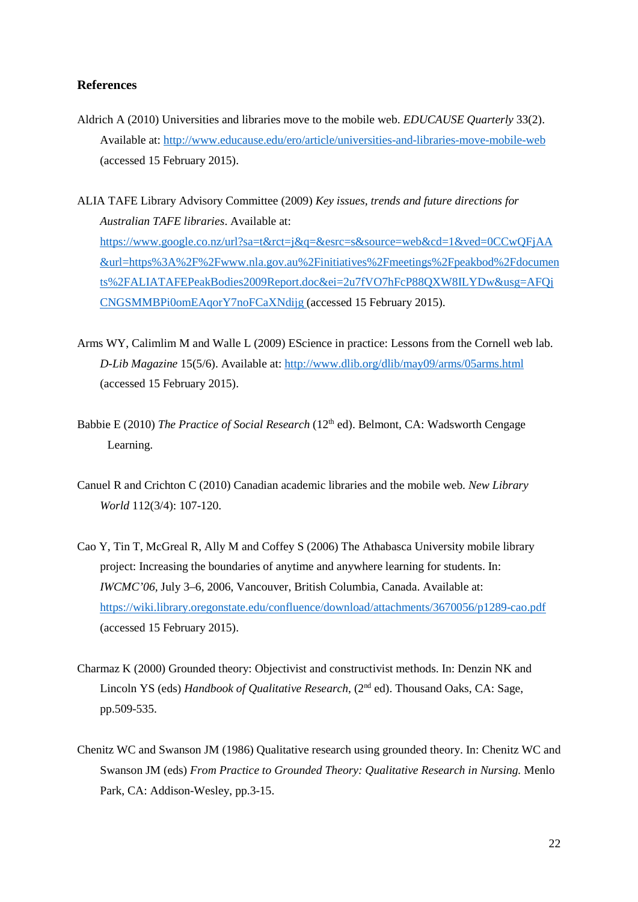**References**

Aldrich A (2010) Universities and libraries move to the mobile web. *EDUCAUSE Quarterly* 33(2). Available at: http://www.educause.edu/ero/article/universities-and-libraries-move-mobile-web (accessed 15 February 2015).

ALIA TAFE Library Advisory Committee (2009) *Key issues, trends and future directions for Australian TAFE libraries*. Available at: https://www.google.co.nz/url?sa=t&rct=j&q=&esrc=s&source=web&cd=1&ved=0CCwQFjAA&url=https%3A%2F%2Fwww.nla.gov.au%2Finitiatives%2Fmeetings%2Fpeakbod%2Fdocuments%2FALIATAFEPeakBodies2009Report.doc&ei=2u7fVO7hFcP88QXW8ILYDw&usg=AFQjCNGSMMBPi0omEAqorY7noFCaXNdijg (accessed 15 February 2015).

Arms WY, Calimlim M and Walle L (2009) EScience in practice: Lessons from the Cornell web lab. *D-Lib Magazine* 15(5/6). Available at: http://www.dlib.org/dlib/may09/arms/05arms.html (accessed 15 February 2015).

Babbie E (2010) *The Practice of Social Research* (12th ed). Belmont, CA: Wadsworth Cengage Learning.

Canuel R and Crichton C (2010) Canadian academic libraries and the mobile web. *New Library World* 112(3/4): 107-120.

Cao Y, Tin T, McGreal R, Ally M and Coffey S (2006) The Athabasca University mobile library project: Increasing the boundaries of anytime and anywhere learning for students. In: *IWCMC'06*, July 3–6, 2006, Vancouver, British Columbia, Canada. Available at: https://wiki.library.oregonstate.edu/confluence/download/attachments/3670056/p1289-cao.pdf (accessed 15 February 2015).

Charmaz K (2000) Grounded theory: Objectivist and constructivist methods. In: Denzin NK and Lincoln YS (eds) *Handbook of Qualitative Research*, (2nd ed). Thousand Oaks, CA: Sage, pp.509-535.

Chenitz WC and Swanson JM (1986) Qualitative research using grounded theory. In: Chenitz WC and Swanson JM (eds) *From Practice to Grounded Theory: Qualitative Research in Nursing.* Menlo Park, CA: Addison-Wesley, pp.3-15.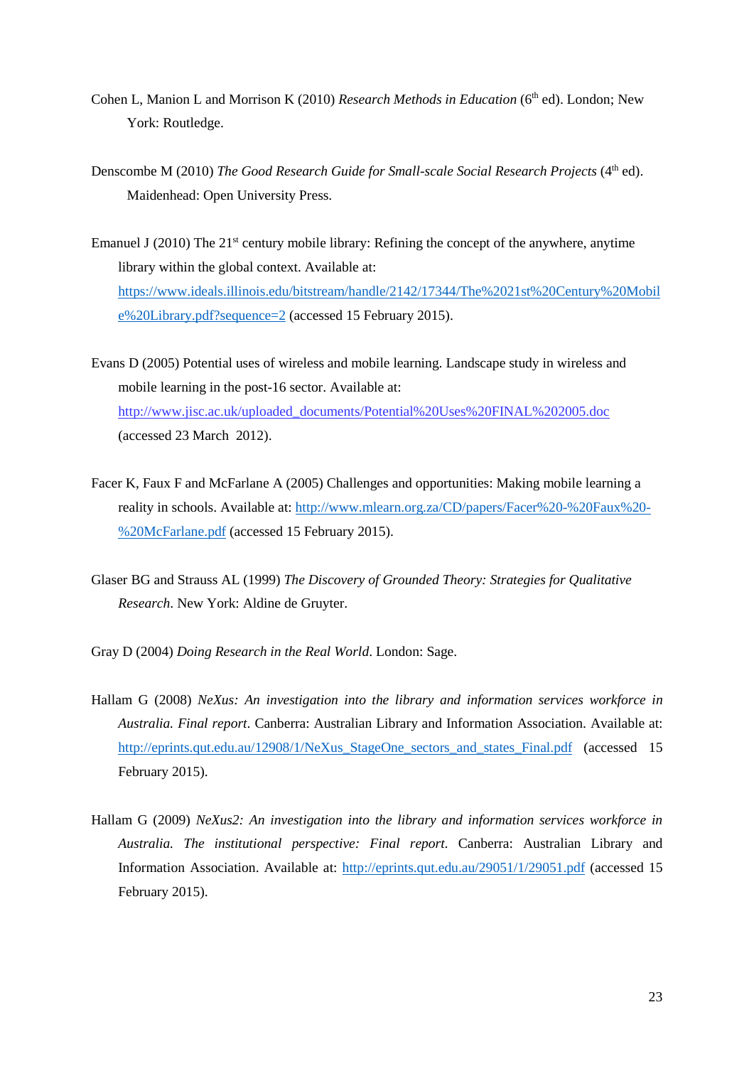Cohen L, Manion L and Morrison K (2010) *Research Methods in Education* (6th ed). London; New York: Routledge.

Denscombe M (2010) *The Good Research Guide for Small-scale Social Research Projects* (4th ed). Maidenhead: Open University Press.

Emanuel J (2010) The 21st century mobile library: Refining the concept of the anywhere, anytime library within the global context. Available at: https://www.ideals.illinois.edu/bitstream/handle/2142/17344/The%2021st%20Century%20Mobile%20Library.pdf?sequence=2 (accessed 15 February 2015).

Evans D (2005) Potential uses of wireless and mobile learning. Landscape study in wireless and mobile learning in the post-16 sector. Available at: http://www.jisc.ac.uk/uploaded_documents/Potential%20Uses%20FINAL%202005.doc (accessed 23 March 2012).

Facer K, Faux F and McFarlane A (2005) Challenges and opportunities: Making mobile learning a reality in schools. Available at: http://www.mlearn.org.za/CD/papers/Facer%20-%20Faux%20-%20McFarlane.pdf (accessed 15 February 2015).

Glaser BG and Strauss AL (1999) *The Discovery of Grounded Theory: Strategies for Qualitative Research*. New York: Aldine de Gruyter.

Gray D (2004) *Doing Research in the Real World*. London: Sage.

Hallam G (2008) *NeXus: An investigation into the library and information services workforce in Australia. Final report*. Canberra: Australian Library and Information Association. Available at: http://eprints.qut.edu.au/12908/1/NeXus_StageOne_sectors_and_states_Final.pdf (accessed 15 February 2015).

Hallam G (2009) *NeXus2: An investigation into the library and information services workforce in Australia. The institutional perspective: Final report.* Canberra: Australian Library and Information Association. Available at: http://eprints.qut.edu.au/29051/1/29051.pdf (accessed 15 February 2015).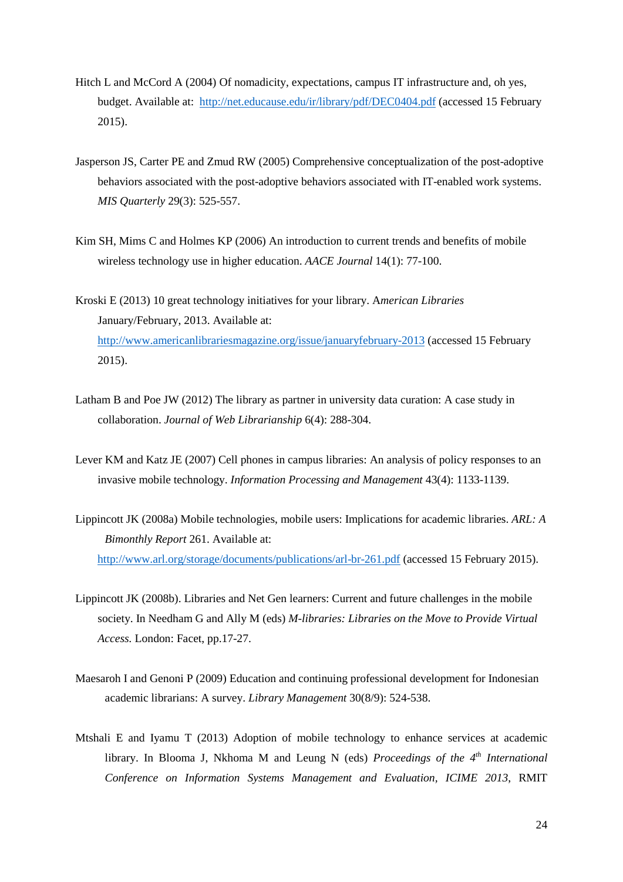Hitch L and McCord A (2004) Of nomadicity, expectations, campus IT infrastructure and, oh yes, budget. Available at: http://net.educause.edu/ir/library/pdf/DEC0404.pdf (accessed 15 February 2015).

Jasperson JS, Carter PE and Zmud RW (2005) Comprehensive conceptualization of the post-adoptive behaviors associated with the post-adoptive behaviors associated with IT-enabled work systems. *MIS Quarterly* 29(3): 525-557.

Kim SH, Mims C and Holmes KP (2006) An introduction to current trends and benefits of mobile wireless technology use in higher education. *AACE Journal* 14(1): 77-100.

Kroski E (2013) 10 great technology initiatives for your library. A*merican Libraries* January/February, 2013. Available at: http://www.americanlibrariesmagazine.org/issue/januaryfebruary-2013 (accessed 15 February 2015).

Latham B and Poe JW (2012) The library as partner in university data curation: A case study in collaboration. *Journal of Web Librarianship* 6(4): 288-304.

Lever KM and Katz JE (2007) Cell phones in campus libraries: An analysis of policy responses to an invasive mobile technology. *Information Processing and Management* 43(4): 1133-1139.

Lippincott JK (2008a) Mobile technologies, mobile users: Implications for academic libraries. *ARL: A Bimonthly Report* 261. Available at: http://www.arl.org/storage/documents/publications/arl-br-261.pdf (accessed 15 February 2015).

Lippincott JK (2008b). Libraries and Net Gen learners: Current and future challenges in the mobile society. In Needham G and Ally M (eds) *M-libraries: Libraries on the Move to Provide Virtual Access.* London: Facet, pp.17-27.

Maesaroh I and Genoni P (2009) Education and continuing professional development for Indonesian academic librarians: A survey. *Library Management* 30(8/9): 524-538.

Mtshali E and Iyamu T (2013) Adoption of mobile technology to enhance services at academic library. In Blooma J, Nkhoma M and Leung N (eds) *Proceedings of the 4th International Conference on Information Systems Management and Evaluation*, *ICIME 2013*, RMIT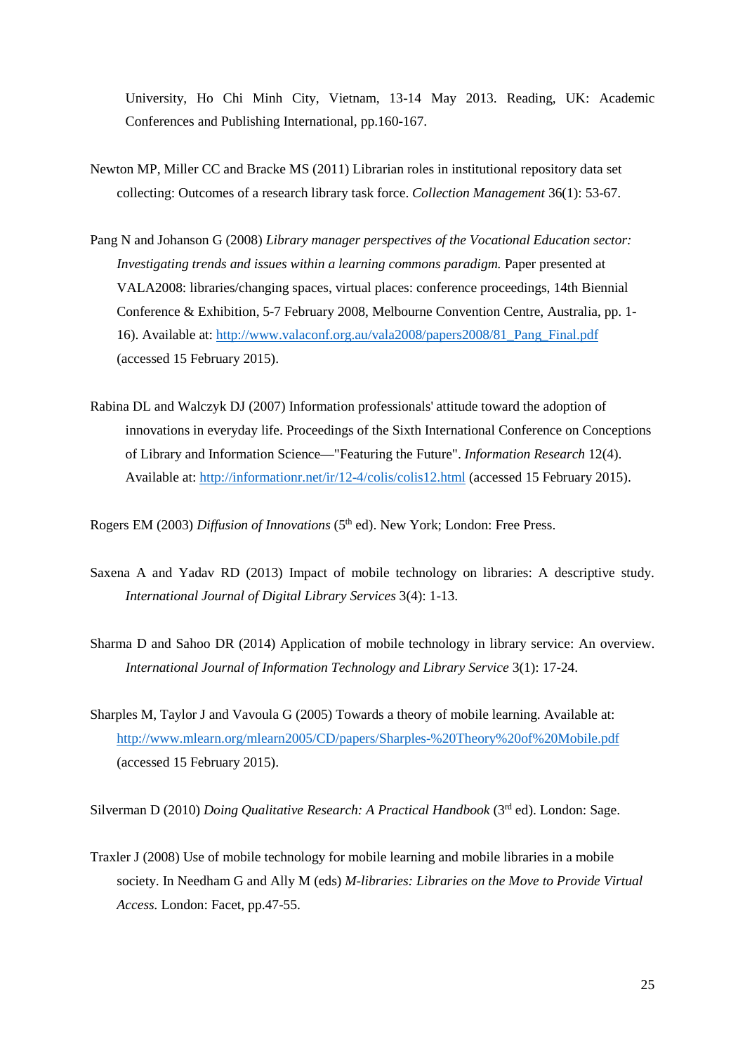University, Ho Chi Minh City, Vietnam, 13-14 May 2013. Reading, UK: Academic Conferences and Publishing International, pp.160-167.

Newton MP, Miller CC and Bracke MS (2011) Librarian roles in institutional repository data set collecting: Outcomes of a research library task force. *Collection Management* 36(1): 53-67.

Pang N and Johanson G (2008) *Library manager perspectives of the Vocational Education sector: Investigating trends and issues within a learning commons paradigm.* Paper presented at VALA2008: libraries/changing spaces, virtual places: conference proceedings, 14th Biennial Conference & Exhibition, 5-7 February 2008, Melbourne Convention Centre, Australia, pp. 1-16). Available at: http://www.valaconf.org.au/vala2008/papers2008/81_Pang_Final.pdf (accessed 15 February 2015).

Rabina DL and Walczyk DJ (2007) Information professionals' attitude toward the adoption of innovations in everyday life. Proceedings of the Sixth International Conference on Conceptions of Library and Information Science—"Featuring the Future". *Information Research* 12(4). Available at: http://informationr.net/ir/12-4/colis/colis12.html (accessed 15 February 2015).

Rogers EM (2003) *Diffusion of Innovations* (5th ed). New York; London: Free Press.

Saxena A and Yadav RD (2013) Impact of mobile technology on libraries: A descriptive study. *International Journal of Digital Library Services* 3(4): 1-13.

Sharma D and Sahoo DR (2014) Application of mobile technology in library service: An overview. *International Journal of Information Technology and Library Service* 3(1): 17-24.

Sharples M, Taylor J and Vavoula G (2005) Towards a theory of mobile learning. Available at: http://www.mlearn.org/mlearn2005/CD/papers/Sharples-%20Theory%20of%20Mobile.pdf (accessed 15 February 2015).

Silverman D (2010) *Doing Qualitative Research: A Practical Handbook* (3rd ed). London: Sage.

Traxler J (2008) Use of mobile technology for mobile learning and mobile libraries in a mobile society. In Needham G and Ally M (eds) *M-libraries: Libraries on the Move to Provide Virtual Access.* London: Facet, pp.47-55.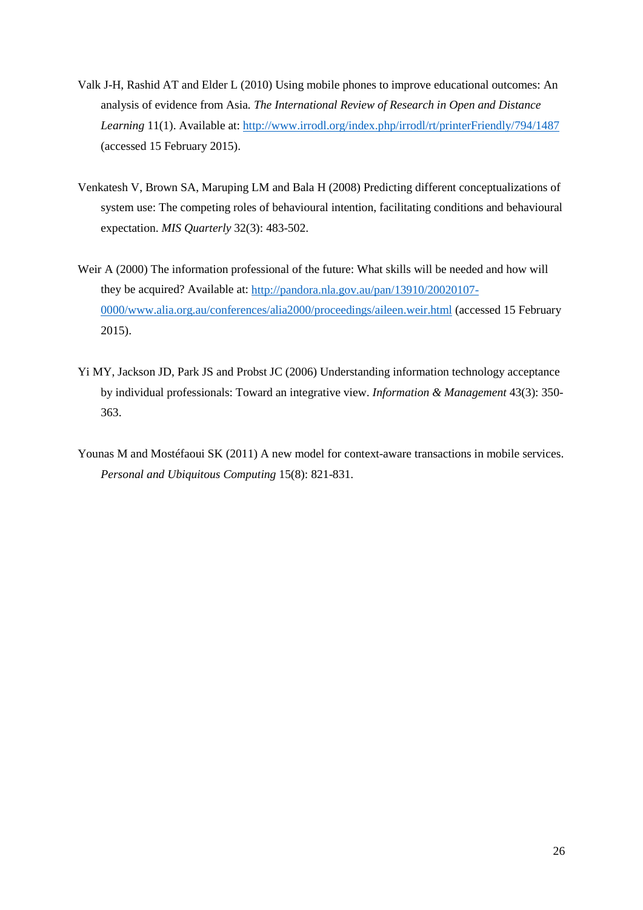Valk J-H, Rashid AT and Elder L (2010) Using mobile phones to improve educational outcomes: An analysis of evidence from Asia. *The International Review of Research in Open and Distance Learning* 11(1). Available at: http://www.irrodl.org/index.php/irrodl/rt/printerFriendly/794/1487 (accessed 15 February 2015).

Venkatesh V, Brown SA, Maruping LM and Bala H (2008) Predicting different conceptualizations of system use: The competing roles of behavioural intention, facilitating conditions and behavioural expectation. *MIS Quarterly* 32(3): 483-502.

Weir A (2000) The information professional of the future: What skills will be needed and how will they be acquired? Available at: http://pandora.nla.gov.au/pan/13910/20020107-0000/www.alia.org.au/conferences/alia2000/proceedings/aileen.weir.html (accessed 15 February 2015).

Yi MY, Jackson JD, Park JS and Probst JC (2006) Understanding information technology acceptance by individual professionals: Toward an integrative view. *Information & Management* 43(3): 350-363.

Younas M and Mostéfaoui SK (2011) A new model for context-aware transactions in mobile services. *Personal and Ubiquitous Computing* 15(8): 821-831.